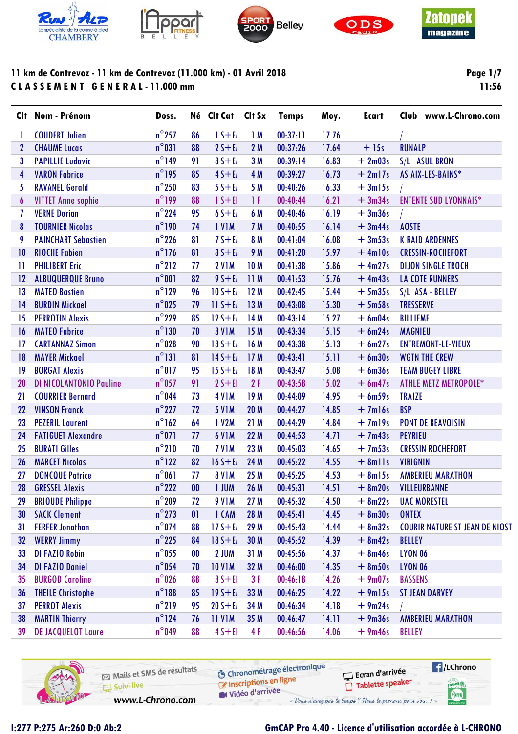# 11 km de Contrevoz - 11 km de Contrevoz (11.000 km) - 01 Avril 2018

## CLASSEMENT GENERAL - 11.000 mm

11:56

| Clt | Nom - Prénom | Doss. | Né | Clt Cat | Clt Sx | Temps | Moy. | Ecart | Club www.L-Chrono.com |
|---|---|---|---|---|---|---|---|---|---|
| 1 | COUDERT Julien | n°257 | 86 | 1 S+EI | 1 M | 00:37:11 | 17.76 | | / |
| 2 | CHAUME Lucas | n°031 | 88 | 2 S+EI | 2 M | 00:37:26 | 17.64 | + 15s | RUNALP |
| 3 | PAPILLIE Ludovic | n°149 | 91 | 3 S+EI | 3 M | 00:39:14 | 16.83 | + 2m03s | S/L ASUL BRON |
| 4 | VARON Fabrice | n°195 | 85 | 4 S+EI | 4 M | 00:39:27 | 16.73 | + 2m17s | AS AIX-LES-BAINS* |
| 5 | RAVANEL Gerald | n°250 | 83 | 5 S+EI | 5 M | 00:40:26 | 16.33 | + 3m15s | / |
| 6 | VITTET Anne sophie | n°199 | 88 | 1 S+EI | 1 F | 00:40:44 | 16.21 | + 3m34s | ENTENTE SUD LYONNAIS* |
| 7 | VERNE Dorian | n°224 | 95 | 6 S+EI | 6 M | 00:40:46 | 16.19 | + 3m36s | / |
| 8 | TOURNIER Nicolas | n°190 | 74 | 1 V1M | 7 M | 00:40:55 | 16.14 | + 3m44s | AOSTE |
| 9 | PAINCHART Sebastien | n°226 | 81 | 7 S+EI | 8 M | 00:41:04 | 16.08 | + 3m53s | K RAID ARDENNES |
| 10 | RIOCHE Fabien | n°176 | 81 | 8 S+EI | 9 M | 00:41:20 | 15.97 | + 4m10s | CRESSIN-ROCHEFORT |
| 11 | PHILIBERT Eric | n°212 | 77 | 2 V1M | 10 M | 00:41:38 | 15.86 | + 4m27s | DIJON SINGLE TROCH |
| 12 | ALBUQUERQUE Bruno | n°001 | 82 | 9 S+EI | 11 M | 00:41:53 | 15.76 | + 4m43s | LA COTE RUNNERS |
| 13 | MATEO Bastien | n°129 | 96 | 10 S+EI | 12 M | 00:42:45 | 15.44 | + 5m35s | S/L ASA - BELLEY |
| 14 | BURDIN Mickael | n°025 | 79 | 11 S+EI | 13 M | 00:43:08 | 15.30 | + 5m58s | TRESSERVE |
| 15 | PERROTIN Alexis | n°229 | 85 | 12 S+EI | 14 M | 00:43:14 | 15.27 | + 6m04s | BILLIEME |
| 16 | MATEO Fabrice | n°130 | 70 | 3 V1M | 15 M | 00:43:34 | 15.15 | + 6m24s | MAGNIEU |
| 17 | CARTANNAZ Simon | n°028 | 90 | 13 S+EI | 16 M | 00:43:38 | 15.13 | + 6m27s | ENTREMONT-LE-VIEUX |
| 18 | MAYER Mickael | n°131 | 81 | 14 S+EI | 17 M | 00:43:41 | 15.11 | + 6m30s | WGTN THE CREW |
| 19 | BORGAT Alexis | n°017 | 95 | 15 S+EI | 18 M | 00:43:47 | 15.08 | + 6m36s | TEAM BUGEY LIBRE |
| 20 | DI NICOLANTONIO Pauline | n°057 | 91 | 2 S+EI | 2 F | 00:43:58 | 15.02 | + 6m47s | ATHLE METZ METROPOLE* |
| 21 | COURRIER Bernard | n°044 | 73 | 4 V1M | 19 M | 00:44:09 | 14.95 | + 6m59s | TRAIZE |
| 22 | VINSON Franck | n°227 | 72 | 5 V1M | 20 M | 00:44:27 | 14.85 | + 7m16s | BSP |
| 23 | PEZERIL Laurent | n°162 | 64 | 1 V2M | 21 M | 00:44:29 | 14.84 | + 7m19s | PONT DE BEAVOISIN |
| 24 | FATIGUET Alexandre | n°071 | 77 | 6 V1M | 22 M | 00:44:53 | 14.71 | + 7m43s | PEYRIEU |
| 25 | BURATI Gilles | n°210 | 70 | 7 V1M | 23 M | 00:45:03 | 14.65 | + 7m53s | CRESSIN ROCHEFORT |
| 26 | MARCET Nicolas | n°122 | 82 | 16 S+EI | 24 M | 00:45:22 | 14.55 | + 8m11s | VIRIGNIN |
| 27 | DONCQUE Patrice | n°061 | 77 | 8 V1M | 25 M | 00:45:25 | 14.53 | + 8m15s | AMBERIEU MARATHON |
| 28 | GRESSEL Alexis | n°222 | 00 | 1 JUM | 26 M | 00:45:31 | 14.51 | + 8m20s | VILLEURBANNE |
| 29 | BRIOUDE Philippe | n°209 | 72 | 9 V1M | 27 M | 00:45:32 | 14.50 | + 8m22s | UAC MORESTEL |
| 30 | SACK Clement | n°273 | 01 | 1 CAM | 28 M | 00:45:41 | 14.45 | + 8m30s | ONTEX |
| 31 | FERFER Jonathan | n°074 | 88 | 17 S+EI | 29 M | 00:45:43 | 14.44 | + 8m32s | COURIR NATURE ST JEAN DE NIOST |
| 32 | WERRY Jimmy | n°225 | 84 | 18 S+EI | 30 M | 00:45:52 | 14.39 | + 8m42s | BELLEY |
| 33 | DI FAZIO Robin | n°055 | 00 | 2 JUM | 31 M | 00:45:56 | 14.37 | + 8m46s | LYON 06 |
| 34 | DI FAZIO Daniel | n°054 | 70 | 10 V1M | 32 M | 00:46:00 | 14.35 | + 8m50s | LYON 06 |
| 35 | BURGOD Caroline | n°026 | 88 | 3 S+EI | 3 F | 00:46:18 | 14.26 | + 9m07s | BASSENS |
| 36 | THEILE Christophe | n°188 | 85 | 19 S+EI | 33 M | 00:46:25 | 14.22 | + 9m15s | ST JEAN DARVEY |
| 37 | PERROT Alexis | n°219 | 95 | 20 S+EI | 34 M | 00:46:34 | 14.18 | + 9m24s | / |
| 38 | MARTIN Thierry | n°124 | 76 | 11 V1M | 35 M | 00:46:47 | 14.11 | + 9m36s | AMBERIEU MARATHON |
| 39 | DE JACQUELOT Laure | n°049 | 88 | 4 S+EI | 4 F | 00:46:56 | 14.06 | + 9m46s | BELLEY |

Mails et SMS de résultats · Suivi live · www.L-Chrono.com · Chronométrage électronique · Inscriptions en ligne · Vidéo d'arrivée · Ecran d'arrivée · Tablette speaker · /LChrono · « Vous n'avez pas le temps ? Nous le prenons pour vous ! »

I:277 P:275 Ar:260 D:0 Ab:2

GmCAP Pro 4.40 - Licence d'utilisation accordée à L-CHRONO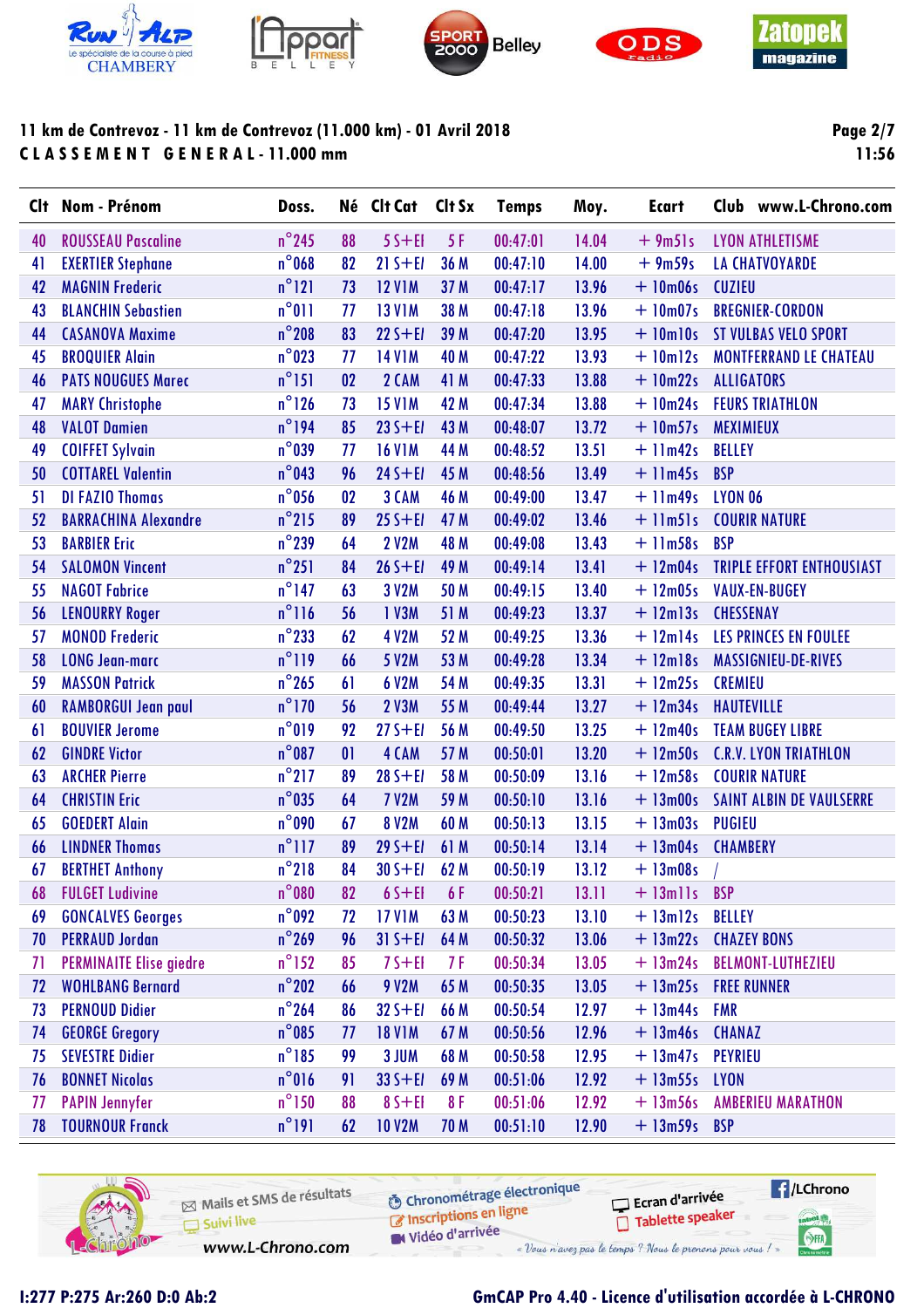## 11 km de Contrevoz - 11 km de Contrevoz (11.000 km) - 01 Avril 2018

**C L A S S E M E N T  G E N E R A L - 11.000 mm**

| Clt | Nom - Prénom | Doss. | Né | Clt Cat | Clt Sx | Temps | Moy. | Ecart | Club www.L-Chrono.com |
|---|---|---|---|---|---|---|---|---|---|
| 40 | ROUSSEAU Pascaline | n°245 | 88 | 5 S+El | 5 F | 00:47:01 | 14.04 | + 9m51s | LYON ATHLETISME |
| 41 | EXERTIER Stephane | n°068 | 82 | 21 S+El | 36 M | 00:47:10 | 14.00 | + 9m59s | LA CHATVOYARDE |
| 42 | MAGNIN Frederic | n°121 | 73 | 12 V1M | 37 M | 00:47:17 | 13.96 | + 10m06s | CUZIEU |
| 43 | BLANCHIN Sebastien | n°011 | 77 | 13 V1M | 38 M | 00:47:18 | 13.96 | + 10m07s | BREGNIER-CORDON |
| 44 | CASANOVA Maxime | n°208 | 83 | 22 S+El | 39 M | 00:47:20 | 13.95 | + 10m10s | ST VULBAS VELO SPORT |
| 45 | BROQUIER Alain | n°023 | 77 | 14 V1M | 40 M | 00:47:22 | 13.93 | + 10m12s | MONTFERRAND LE CHATEAU |
| 46 | PATS NOUGUES Marec | n°151 | 02 | 2 CAM | 41 M | 00:47:33 | 13.88 | + 10m22s | ALLIGATORS |
| 47 | MARY Christophe | n°126 | 73 | 15 V1M | 42 M | 00:47:34 | 13.88 | + 10m24s | FEURS TRIATHLON |
| 48 | VALOT Damien | n°194 | 85 | 23 S+El | 43 M | 00:48:07 | 13.72 | + 10m57s | MEXIMIEUX |
| 49 | COIFFET Sylvain | n°039 | 77 | 16 V1M | 44 M | 00:48:52 | 13.51 | + 11m42s | BELLEY |
| 50 | COTTAREL Valentin | n°043 | 96 | 24 S+El | 45 M | 00:48:56 | 13.49 | + 11m45s | BSP |
| 51 | DI FAZIO Thomas | n°056 | 02 | 3 CAM | 46 M | 00:49:00 | 13.47 | + 11m49s | LYON 06 |
| 52 | BARRACHINA Alexandre | n°215 | 89 | 25 S+El | 47 M | 00:49:02 | 13.46 | + 11m51s | COURIR NATURE |
| 53 | BARBIER Eric | n°239 | 64 | 2 V2M | 48 M | 00:49:08 | 13.43 | + 11m58s | BSP |
| 54 | SALOMON Vincent | n°251 | 84 | 26 S+El | 49 M | 00:49:14 | 13.41 | + 12m04s | TRIPLE EFFORT ENTHOUSIAST |
| 55 | NAGOT Fabrice | n°147 | 63 | 3 V2M | 50 M | 00:49:15 | 13.40 | + 12m05s | VAUX-EN-BUGEY |
| 56 | LENOURRY Roger | n°116 | 56 | 1 V3M | 51 M | 00:49:23 | 13.37 | + 12m13s | CHESSENAY |
| 57 | MONOD Frederic | n°233 | 62 | 4 V2M | 52 M | 00:49:25 | 13.36 | + 12m14s | LES PRINCES EN FOULEE |
| 58 | LONG Jean-marc | n°119 | 66 | 5 V2M | 53 M | 00:49:28 | 13.34 | + 12m18s | MASSIGNIEU-DE-RIVES |
| 59 | MASSON Patrick | n°265 | 61 | 6 V2M | 54 M | 00:49:35 | 13.31 | + 12m25s | CREMIEU |
| 60 | RAMBORGUI Jean paul | n°170 | 56 | 2 V3M | 55 M | 00:49:44 | 13.27 | + 12m34s | HAUTEVILLE |
| 61 | BOUVIER Jerome | n°019 | 92 | 27 S+El | 56 M | 00:49:50 | 13.25 | + 12m40s | TEAM BUGEY LIBRE |
| 62 | GINDRE Victor | n°087 | 01 | 4 CAM | 57 M | 00:50:01 | 13.20 | + 12m50s | C.R.V. LYON TRIATHLON |
| 63 | ARCHER Pierre | n°217 | 89 | 28 S+El | 58 M | 00:50:09 | 13.16 | + 12m58s | COURIR NATURE |
| 64 | CHRISTIN Eric | n°035 | 64 | 7 V2M | 59 M | 00:50:10 | 13.16 | + 13m00s | SAINT ALBIN DE VAULSERRE |
| 65 | GOEDERT Alain | n°090 | 67 | 8 V2M | 60 M | 00:50:13 | 13.15 | + 13m03s | PUGIEU |
| 66 | LINDNER Thomas | n°117 | 89 | 29 S+El | 61 M | 00:50:14 | 13.14 | + 13m04s | CHAMBERY |
| 67 | BERTHET Anthony | n°218 | 84 | 30 S+El | 62 M | 00:50:19 | 13.12 | + 13m08s | / |
| 68 | FULGET Ludivine | n°080 | 82 | 6 S+El | 6 F | 00:50:21 | 13.11 | + 13m11s | BSP |
| 69 | GONCALVES Georges | n°092 | 72 | 17 V1M | 63 M | 00:50:23 | 13.10 | + 13m12s | BELLEY |
| 70 | PERRAUD Jordan | n°269 | 96 | 31 S+El | 64 M | 00:50:32 | 13.06 | + 13m22s | CHAZEY BONS |
| 71 | PERMINAITE Elise giedre | n°152 | 85 | 7 S+El | 7 F | 00:50:34 | 13.05 | + 13m24s | BELMONT-LUTHEZIEU |
| 72 | WOHLBANG Bernard | n°202 | 66 | 9 V2M | 65 M | 00:50:35 | 13.05 | + 13m25s | FREE RUNNER |
| 73 | PERNOUD Didier | n°264 | 86 | 32 S+El | 66 M | 00:50:54 | 12.97 | + 13m44s | FMR |
| 74 | GEORGE Gregory | n°085 | 77 | 18 V1M | 67 M | 00:50:56 | 12.96 | + 13m46s | CHANAZ |
| 75 | SEVESTRE Didier | n°185 | 99 | 3 JUM | 68 M | 00:50:58 | 12.95 | + 13m47s | PEYRIEU |
| 76 | BONNET Nicolas | n°016 | 91 | 33 S+El | 69 M | 00:51:06 | 12.92 | + 13m55s | LYON |
| 77 | PAPIN Jennyfer | n°150 | 88 | 8 S+El | 8 F | 00:51:06 | 12.92 | + 13m56s | AMBERIEU MARATHON |
| 78 | TOURNOUR Franck | n°191 | 62 | 10 V2M | 70 M | 00:51:10 | 12.90 | + 13m59s | BSP |

I:277 P:275 Ar:260 D:0 Ab:2

GmCAP Pro 4.40 - Licence d'utilisation accordée à L-CHRONO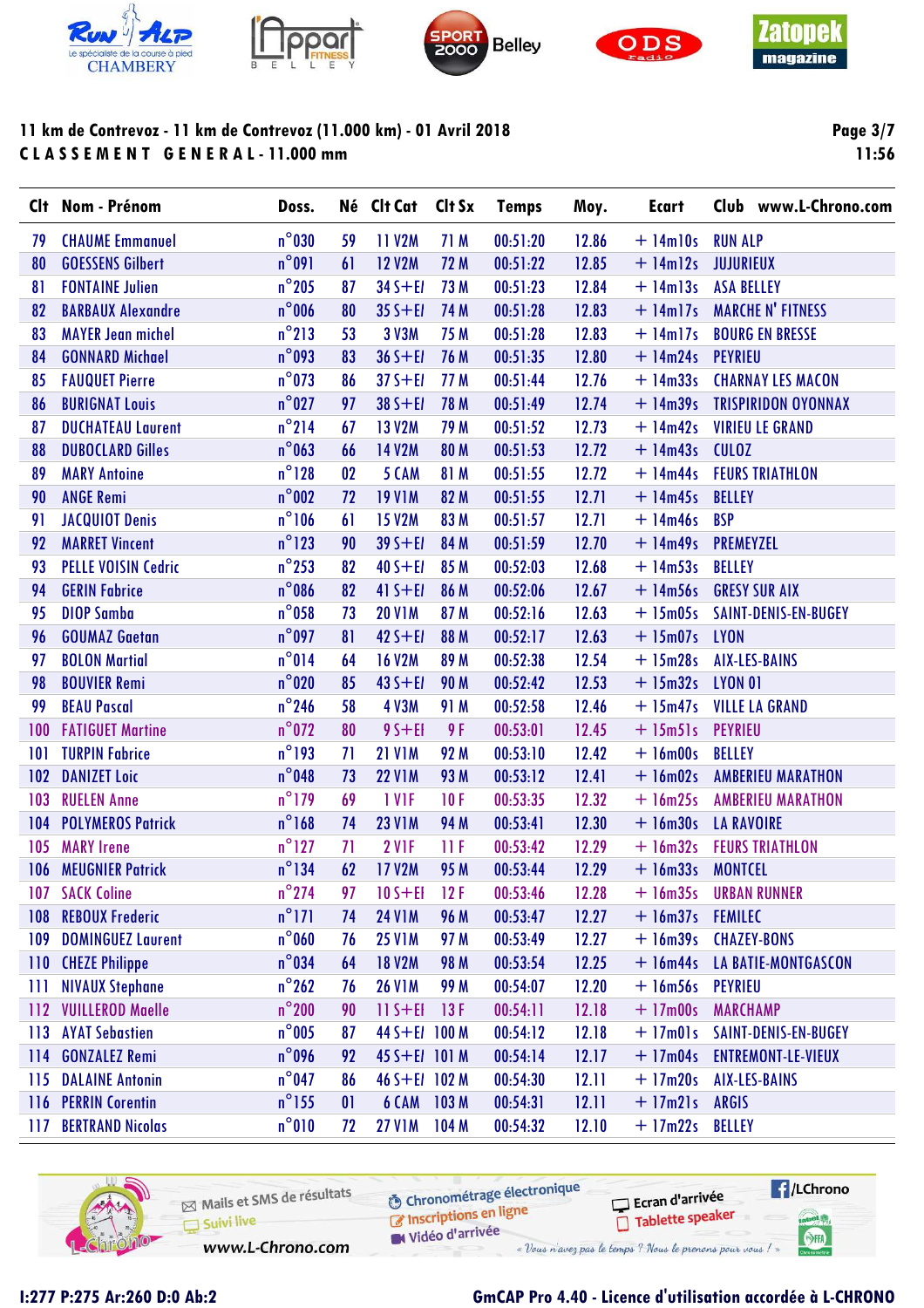## 11 km de Contrevoz - 11 km de Contrevoz (11.000 km) - 01 Avril 2018

**C L A S S E M E N T   G E N E R A L - 11.000 mm**

11:56

| Clt | Nom - Prénom | Doss. | Né | Clt Cat | Clt Sx | Temps | Moy. | Ecart | Club www.L-Chrono.com |
|---|---|---|---|---|---|---|---|---|---|
| 79 | CHAUME Emmanuel | n°030 | 59 | 11 V2M | 71 M | 00:51:20 | 12.86 | + 14m10s | RUN ALP |
| 80 | GOESSENS Gilbert | n°091 | 61 | 12 V2M | 72 M | 00:51:22 | 12.85 | + 14m12s | JUJURIEUX |
| 81 | FONTAINE Julien | n°205 | 87 | 34 S+EI | 73 M | 00:51:23 | 12.84 | + 14m13s | ASA BELLEY |
| 82 | BARBAUX Alexandre | n°006 | 80 | 35 S+EI | 74 M | 00:51:28 | 12.83 | + 14m17s | MARCHE N' FITNESS |
| 83 | MAYER Jean michel | n°213 | 53 | 3 V3M | 75 M | 00:51:28 | 12.83 | + 14m17s | BOURG EN BRESSE |
| 84 | GONNARD Michael | n°093 | 83 | 36 S+EI | 76 M | 00:51:35 | 12.80 | + 14m24s | PEYRIEU |
| 85 | FAUQUET Pierre | n°073 | 86 | 37 S+EI | 77 M | 00:51:44 | 12.76 | + 14m33s | CHARNAY LES MACON |
| 86 | BURIGNAT Louis | n°027 | 97 | 38 S+EI | 78 M | 00:51:49 | 12.74 | + 14m39s | TRISPIRIDON OYONNAX |
| 87 | DUCHATEAU Laurent | n°214 | 67 | 13 V2M | 79 M | 00:51:52 | 12.73 | + 14m42s | VIRIEU LE GRAND |
| 88 | DUBOCLARD Gilles | n°063 | 66 | 14 V2M | 80 M | 00:51:53 | 12.72 | + 14m43s | CULOZ |
| 89 | MARY Antoine | n°128 | 02 | 5 CAM | 81 M | 00:51:55 | 12.72 | + 14m44s | FEURS TRIATHLON |
| 90 | ANGE Remi | n°002 | 72 | 19 V1M | 82 M | 00:51:55 | 12.71 | + 14m45s | BELLEY |
| 91 | JACQUIOT Denis | n°106 | 61 | 15 V2M | 83 M | 00:51:57 | 12.71 | + 14m46s | BSP |
| 92 | MARRET Vincent | n°123 | 90 | 39 S+EI | 84 M | 00:51:59 | 12.70 | + 14m49s | PREMEYZEL |
| 93 | PELLE VOISIN Cedric | n°253 | 82 | 40 S+EI | 85 M | 00:52:03 | 12.68 | + 14m53s | BELLEY |
| 94 | GERIN Fabrice | n°086 | 82 | 41 S+EI | 86 M | 00:52:06 | 12.67 | + 14m56s | GRESY SUR AIX |
| 95 | DIOP Samba | n°058 | 73 | 20 V1M | 87 M | 00:52:16 | 12.63 | + 15m05s | SAINT-DENIS-EN-BUGEY |
| 96 | GOUMAZ Gaetan | n°097 | 81 | 42 S+EI | 88 M | 00:52:17 | 12.63 | + 15m07s | LYON |
| 97 | BOLON Martial | n°014 | 64 | 16 V2M | 89 M | 00:52:38 | 12.54 | + 15m28s | AIX-LES-BAINS |
| 98 | BOUVIER Remi | n°020 | 85 | 43 S+EI | 90 M | 00:52:42 | 12.53 | + 15m32s | LYON 01 |
| 99 | BEAU Pascal | n°246 | 58 | 4 V3M | 91 M | 00:52:58 | 12.46 | + 15m47s | VILLE LA GRAND |
| 100 | FATIGUET Martine | n°072 | 80 | 9 S+EI | 9 F | 00:53:01 | 12.45 | + 15m51s | PEYRIEU |
| 101 | TURPIN Fabrice | n°193 | 71 | 21 V1M | 92 M | 00:53:10 | 12.42 | + 16m00s | BELLEY |
| 102 | DANIZET Loic | n°048 | 73 | 22 V1M | 93 M | 00:53:12 | 12.41 | + 16m02s | AMBERIEU MARATHON |
| 103 | RUELEN Anne | n°179 | 69 | 1 V1F | 10 F | 00:53:35 | 12.32 | + 16m25s | AMBERIEU MARATHON |
| 104 | POLYMEROS Patrick | n°168 | 74 | 23 V1M | 94 M | 00:53:41 | 12.30 | + 16m30s | LA RAVOIRE |
| 105 | MARY Irene | n°127 | 71 | 2 V1F | 11 F | 00:53:42 | 12.29 | + 16m32s | FEURS TRIATHLON |
| 106 | MEUGNIER Patrick | n°134 | 62 | 17 V2M | 95 M | 00:53:44 | 12.29 | + 16m33s | MONTCEL |
| 107 | SACK Coline | n°274 | 97 | 10 S+EI | 12 F | 00:53:46 | 12.28 | + 16m35s | URBAN RUNNER |
| 108 | REBOUX Frederic | n°171 | 74 | 24 V1M | 96 M | 00:53:47 | 12.27 | + 16m37s | FEMILEC |
| 109 | DOMINGUEZ Laurent | n°060 | 76 | 25 V1M | 97 M | 00:53:49 | 12.27 | + 16m39s | CHAZEY-BONS |
| 110 | CHEZE Philippe | n°034 | 64 | 18 V2M | 98 M | 00:53:54 | 12.25 | + 16m44s | LA BATIE-MONTGASCON |
| 111 | NIVAUX Stephane | n°262 | 76 | 26 V1M | 99 M | 00:54:07 | 12.20 | + 16m56s | PEYRIEU |
| 112 | VUILLEROD Maelle | n°200 | 90 | 11 S+EI | 13 F | 00:54:11 | 12.18 | + 17m00s | MARCHAMP |
| 113 | AYAT Sebastien | n°005 | 87 | 44 S+EI | 100 M | 00:54:12 | 12.18 | + 17m01s | SAINT-DENIS-EN-BUGEY |
| 114 | GONZALEZ Remi | n°096 | 92 | 45 S+EI | 101 M | 00:54:14 | 12.17 | + 17m04s | ENTREMONT-LE-VIEUX |
| 115 | DALAINE Antonin | n°047 | 86 | 46 S+EI | 102 M | 00:54:30 | 12.11 | + 17m20s | AIX-LES-BAINS |
| 116 | PERRIN Corentin | n°155 | 01 | 6 CAM | 103 M | 00:54:31 | 12.11 | + 17m21s | ARGIS |
| 117 | BERTRAND Nicolas | n°010 | 72 | 27 V1M | 104 M | 00:54:32 | 12.10 | + 17m22s | BELLEY |

Mails et SMS de résultats · Suivi live · www.L-Chrono.com · Chronométrage électronique · Inscriptions en ligne · Vidéo d'arrivée · Ecran d'arrivée · Tablette speaker · /LChrono

« Vous n'avez pas le temps ? Nous le prenons pour vous ! »

I:277 P:275 Ar:260 D:0 Ab:2

GmCAP Pro 4.40 - Licence d'utilisation accordée à L-CHRONO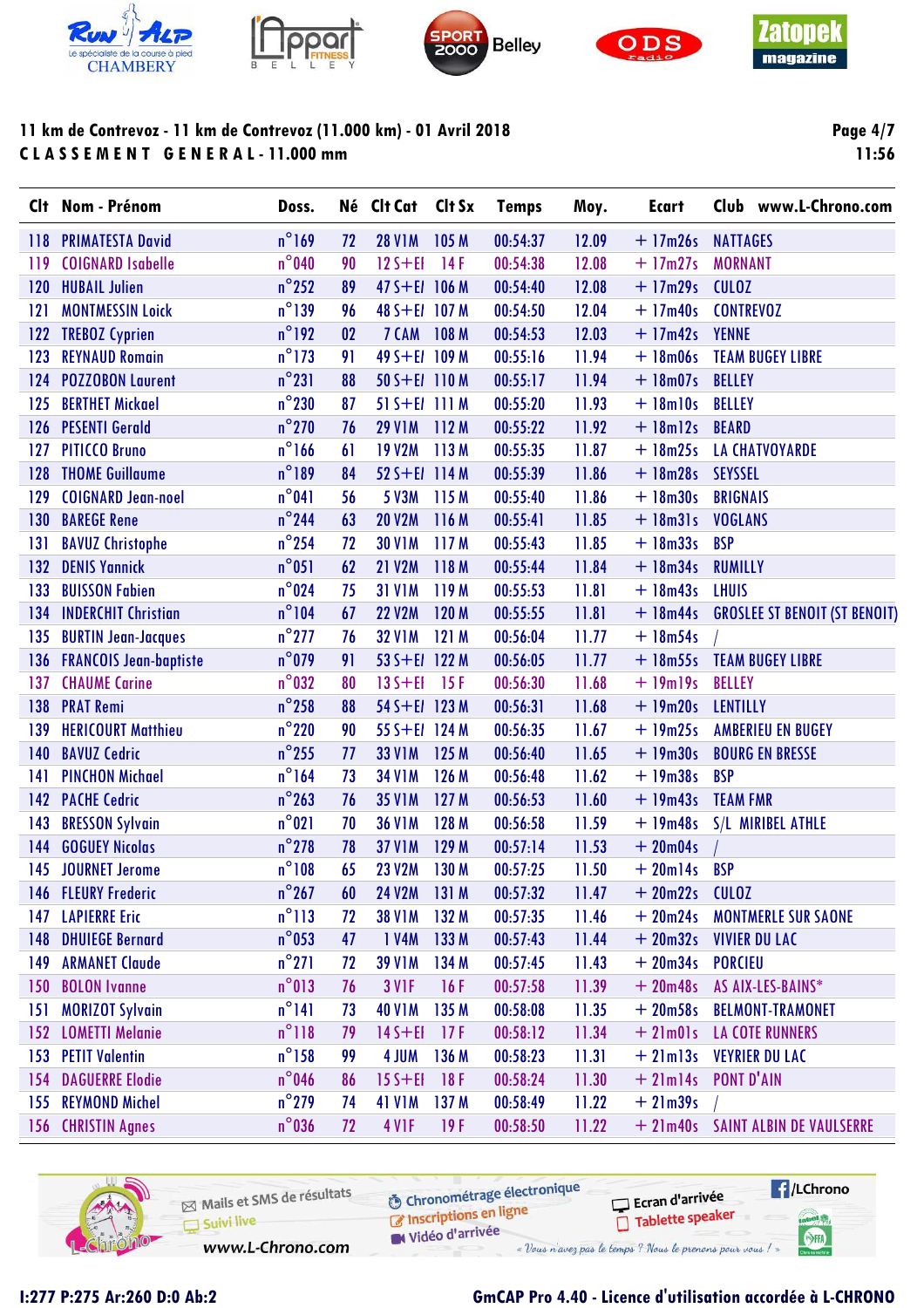11 km de Contrevoz - 11 km de Contrevoz (11.000 km) - 01 Avril 2018

CLASSEMENT GENERAL - 11.000 mm

| Clt | Nom - Prénom | Doss. | Né | Clt Cat | Clt Sx | Temps | Moy. | Ecart | Club www.L-Chrono.com |
|---|---|---|---|---|---|---|---|---|---|
| 118 | PRIMATESTA David | n°169 | 72 | 28 V1M | 105 M | 00:54:37 | 12.09 | + 17m26s | NATTAGES |
| 119 | COIGNARD Isabelle | n°040 | 90 | 12 S+EF | 14 F | 00:54:38 | 12.08 | + 17m27s | MORNANT |
| 120 | HUBAIL Julien | n°252 | 89 | 47 S+EM | 106 M | 00:54:40 | 12.08 | + 17m29s | CULOZ |
| 121 | MONTMESSIN Loick | n°139 | 96 | 48 S+EM | 107 M | 00:54:50 | 12.04 | + 17m40s | CONTREVOZ |
| 122 | TREBOZ Cyprien | n°192 | 02 | 7 CAM | 108 M | 00:54:53 | 12.03 | + 17m42s | YENNE |
| 123 | REYNAUD Romain | n°173 | 91 | 49 S+EM | 109 M | 00:55:16 | 11.94 | + 18m06s | TEAM BUGEY LIBRE |
| 124 | POZZOBON Laurent | n°231 | 88 | 50 S+EM | 110 M | 00:55:17 | 11.94 | + 18m07s | BELLEY |
| 125 | BERTHET Mickael | n°230 | 87 | 51 S+EM | 111 M | 00:55:20 | 11.93 | + 18m10s | BELLEY |
| 126 | PESENTI Gerald | n°270 | 76 | 29 V1M | 112 M | 00:55:22 | 11.92 | + 18m12s | BEARD |
| 127 | PITICCO Bruno | n°166 | 61 | 19 V2M | 113 M | 00:55:35 | 11.87 | + 18m25s | LA CHATVOYARDE |
| 128 | THOME Guillaume | n°189 | 84 | 52 S+EM | 114 M | 00:55:39 | 11.86 | + 18m28s | SEYSSEL |
| 129 | COIGNARD Jean-noel | n°041 | 56 | 5 V3M | 115 M | 00:55:40 | 11.86 | + 18m30s | BRIGNAIS |
| 130 | BAREGE Rene | n°244 | 63 | 20 V2M | 116 M | 00:55:41 | 11.85 | + 18m31s | VOGLANS |
| 131 | BAVUZ Christophe | n°254 | 72 | 30 V1M | 117 M | 00:55:43 | 11.85 | + 18m33s | BSP |
| 132 | DENIS Yannick | n°051 | 62 | 21 V2M | 118 M | 00:55:44 | 11.84 | + 18m34s | RUMILLY |
| 133 | BUISSON Fabien | n°024 | 75 | 31 V1M | 119 M | 00:55:53 | 11.81 | + 18m43s | LHUIS |
| 134 | INDERCHIT Christian | n°104 | 67 | 22 V2M | 120 M | 00:55:55 | 11.81 | + 18m44s | GROSLEE ST BENOIT (ST BENOIT) |
| 135 | BURTIN Jean-Jacques | n°277 | 76 | 32 V1M | 121 M | 00:56:04 | 11.77 | + 18m54s | / |
| 136 | FRANCOIS Jean-baptiste | n°079 | 91 | 53 S+EM | 122 M | 00:56:05 | 11.77 | + 18m55s | TEAM BUGEY LIBRE |
| 137 | CHAUME Carine | n°032 | 80 | 13 S+EF | 15 F | 00:56:30 | 11.68 | + 19m19s | BELLEY |
| 138 | PRAT Remi | n°258 | 88 | 54 S+EM | 123 M | 00:56:31 | 11.68 | + 19m20s | LENTILLY |
| 139 | HERICOURT Matthieu | n°220 | 90 | 55 S+EM | 124 M | 00:56:35 | 11.67 | + 19m25s | AMBERIEU EN BUGEY |
| 140 | BAVUZ Cedric | n°255 | 77 | 33 V1M | 125 M | 00:56:40 | 11.65 | + 19m30s | BOURG EN BRESSE |
| 141 | PINCHON Michael | n°164 | 73 | 34 V1M | 126 M | 00:56:48 | 11.62 | + 19m38s | BSP |
| 142 | PACHE Cedric | n°263 | 76 | 35 V1M | 127 M | 00:56:53 | 11.60 | + 19m43s | TEAM FMR |
| 143 | BRESSON Sylvain | n°021 | 70 | 36 V1M | 128 M | 00:56:58 | 11.59 | + 19m48s | S/L MIRIBEL ATHLE |
| 144 | GOGUEY Nicolas | n°278 | 78 | 37 V1M | 129 M | 00:57:14 | 11.53 | + 20m04s | / |
| 145 | JOURNET Jerome | n°108 | 65 | 23 V2M | 130 M | 00:57:25 | 11.50 | + 20m14s | BSP |
| 146 | FLEURY Frederic | n°267 | 60 | 24 V2M | 131 M | 00:57:32 | 11.47 | + 20m22s | CULOZ |
| 147 | LAPIERRE Eric | n°113 | 72 | 38 V1M | 132 M | 00:57:35 | 11.46 | + 20m24s | MONTMERLE SUR SAONE |
| 148 | DHUIEGE Bernard | n°053 | 47 | 1 V4M | 133 M | 00:57:43 | 11.44 | + 20m32s | VIVIER DU LAC |
| 149 | ARMANET Claude | n°271 | 72 | 39 V1M | 134 M | 00:57:45 | 11.43 | + 20m34s | PORCIEU |
| 150 | BOLON Ivanne | n°013 | 76 | 3 V1F | 16 F | 00:57:58 | 11.39 | + 20m48s | AS AIX-LES-BAINS* |
| 151 | MORIZOT Sylvain | n°141 | 73 | 40 V1M | 135 M | 00:58:08 | 11.35 | + 20m58s | BELMONT-TRAMONET |
| 152 | LOMETTI Melanie | n°118 | 79 | 14 S+EF | 17 F | 00:58:12 | 11.34 | + 21m01s | LA COTE RUNNERS |
| 153 | PETIT Valentin | n°158 | 99 | 4 JUM | 136 M | 00:58:23 | 11.31 | + 21m13s | VEYRIER DU LAC |
| 154 | DAGUERRE Elodie | n°046 | 86 | 15 S+EF | 18 F | 00:58:24 | 11.30 | + 21m14s | PONT D'AIN |
| 155 | REYMOND Michel | n°279 | 74 | 41 V1M | 137 M | 00:58:49 | 11.22 | + 21m39s | / |
| 156 | CHRISTIN Agnes | n°036 | 72 | 4 V1F | 19 F | 00:58:50 | 11.22 | + 21m40s | SAINT ALBIN DE VAULSERRE |

I:277 P:275 Ar:260 D:0 Ab:2

GmCAP Pro 4.40 - Licence d'utilisation accordée à L-CHRONO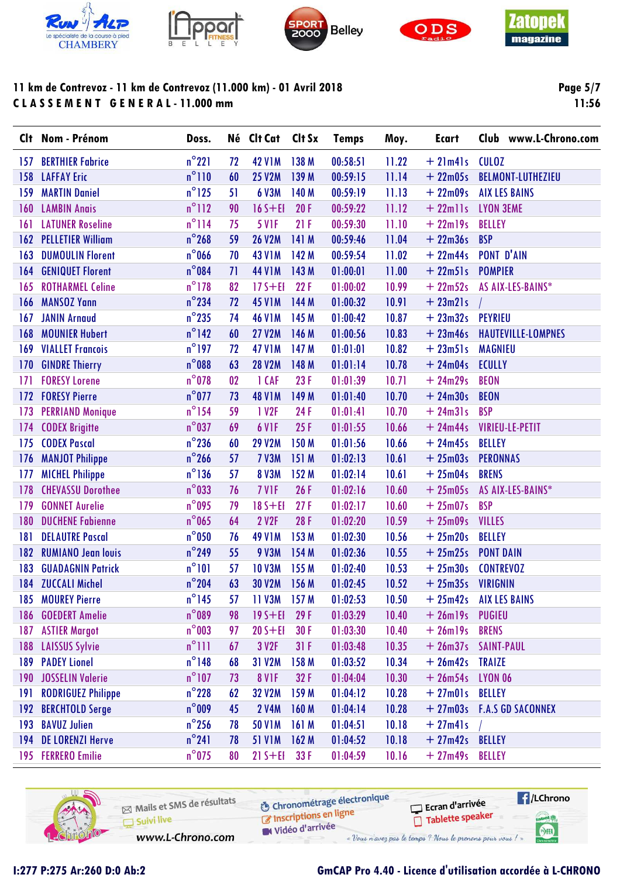## 11 km de Contrevoz - 11 km de Contrevoz (11.000 km) - 01 Avril 2018

**C L A S S E M E N T   G E N E R A L - 11.000 mm**

| Clt | Nom - Prénom | Doss. | Né | Clt Cat | Clt Sx | Temps | Moy. | Ecart | Club www.L-Chrono.com |
|---|---|---|---|---|---|---|---|---|---|
| 157 | BERTHIER Fabrice | n°221 | 72 | 42 V1M | 138 M | 00:58:51 | 11.22 | + 21m41s | CULOZ |
| 158 | LAFFAY Eric | n°110 | 60 | 25 V2M | 139 M | 00:59:15 | 11.14 | + 22m05s | BELMONT-LUTHEZIEU |
| 159 | MARTIN Daniel | n°125 | 51 | 6 V3M | 140 M | 00:59:19 | 11.13 | + 22m09s | AIX LES BAINS |
| 160 | LAMBIN Anais | n°112 | 90 | 16 S+EF | 20 F | 00:59:22 | 11.12 | + 22m11s | LYON 3EME |
| 161 | LATUNER Roseline | n°114 | 75 | 5 V1F | 21 F | 00:59:30 | 11.10 | + 22m19s | BELLEY |
| 162 | PELLETIER William | n°268 | 59 | 26 V2M | 141 M | 00:59:46 | 11.04 | + 22m36s | BSP |
| 163 | DUMOULIN Florent | n°066 | 70 | 43 V1M | 142 M | 00:59:54 | 11.02 | + 22m44s | PONT D'AIN |
| 164 | GENIQUET Florent | n°084 | 71 | 44 V1M | 143 M | 01:00:01 | 11.00 | + 22m51s | POMPIER |
| 165 | ROTHARMEL Celine | n°178 | 82 | 17 S+EF | 22 F | 01:00:02 | 10.99 | + 22m52s | AS AIX-LES-BAINS* |
| 166 | MANSOZ Yann | n°234 | 72 | 45 V1M | 144 M | 01:00:32 | 10.91 | + 23m21s | / |
| 167 | JANIN Arnaud | n°235 | 74 | 46 V1M | 145 M | 01:00:42 | 10.87 | + 23m32s | PEYRIEU |
| 168 | MOUNIER Hubert | n°142 | 60 | 27 V2M | 146 M | 01:00:56 | 10.83 | + 23m46s | HAUTEVILLE-LOMPNES |
| 169 | VIALLET Francois | n°197 | 72 | 47 V1M | 147 M | 01:01:01 | 10.82 | + 23m51s | MAGNIEU |
| 170 | GINDRE Thierry | n°088 | 63 | 28 V2M | 148 M | 01:01:14 | 10.78 | + 24m04s | ECULLY |
| 171 | FORESY Lorene | n°078 | 02 | 1 CAF | 23 F | 01:01:39 | 10.71 | + 24m29s | BEON |
| 172 | FORESY Pierre | n°077 | 73 | 48 V1M | 149 M | 01:01:40 | 10.70 | + 24m30s | BEON |
| 173 | PERRIAND Monique | n°154 | 59 | 1 V2F | 24 F | 01:01:41 | 10.70 | + 24m31s | BSP |
| 174 | CODEX Brigitte | n°037 | 69 | 6 V1F | 25 F | 01:01:55 | 10.66 | + 24m44s | VIRIEU-LE-PETIT |
| 175 | CODEX Pascal | n°236 | 60 | 29 V2M | 150 M | 01:01:56 | 10.66 | + 24m45s | BELLEY |
| 176 | MANJOT Philippe | n°266 | 57 | 7 V3M | 151 M | 01:02:13 | 10.61 | + 25m03s | PERONNAS |
| 177 | MICHEL Philippe | n°136 | 57 | 8 V3M | 152 M | 01:02:14 | 10.61 | + 25m04s | BRENS |
| 178 | CHEVASSU Dorothee | n°033 | 76 | 7 V1F | 26 F | 01:02:16 | 10.60 | + 25m05s | AS AIX-LES-BAINS* |
| 179 | GONNET Aurelie | n°095 | 79 | 18 S+EF | 27 F | 01:02:17 | 10.60 | + 25m07s | BSP |
| 180 | DUCHENE Fabienne | n°065 | 64 | 2 V2F | 28 F | 01:02:20 | 10.59 | + 25m09s | VILLES |
| 181 | DELAUTRE Pascal | n°050 | 76 | 49 V1M | 153 M | 01:02:30 | 10.56 | + 25m20s | BELLEY |
| 182 | RUMIANO Jean louis | n°249 | 55 | 9 V3M | 154 M | 01:02:36 | 10.55 | + 25m25s | PONT DAIN |
| 183 | GUADAGNIN Patrick | n°101 | 57 | 10 V3M | 155 M | 01:02:40 | 10.53 | + 25m30s | CONTREVOZ |
| 184 | ZUCCALI Michel | n°204 | 63 | 30 V2M | 156 M | 01:02:45 | 10.52 | + 25m35s | VIRIGNIN |
| 185 | MOUREY Pierre | n°145 | 57 | 11 V3M | 157 M | 01:02:53 | 10.50 | + 25m42s | AIX LES BAINS |
| 186 | GOEDERT Amelie | n°089 | 98 | 19 S+EF | 29 F | 01:03:29 | 10.40 | + 26m19s | PUGIEU |
| 187 | ASTIER Margot | n°003 | 97 | 20 S+EF | 30 F | 01:03:30 | 10.40 | + 26m19s | BRENS |
| 188 | LAISSUS Sylvie | n°111 | 67 | 3 V2F | 31 F | 01:03:48 | 10.35 | + 26m37s | SAINT-PAUL |
| 189 | PADEY Lionel | n°148 | 68 | 31 V2M | 158 M | 01:03:52 | 10.34 | + 26m42s | TRAIZE |
| 190 | JOSSELIN Valerie | n°107 | 73 | 8 V1F | 32 F | 01:04:04 | 10.30 | + 26m54s | LYON 06 |
| 191 | RODRIGUEZ Philippe | n°228 | 62 | 32 V2M | 159 M | 01:04:12 | 10.28 | + 27m01s | BELLEY |
| 192 | BERCHTOLD Serge | n°009 | 45 | 2 V4M | 160 M | 01:04:14 | 10.28 | + 27m03s | F.A.S GD SACONNEX |
| 193 | BAVUZ Julien | n°256 | 78 | 50 V1M | 161 M | 01:04:51 | 10.18 | + 27m41s | / |
| 194 | DE LORENZI Herve | n°241 | 78 | 51 V1M | 162 M | 01:04:52 | 10.18 | + 27m42s | BELLEY |
| 195 | FERRERO Emilie | n°075 | 80 | 21 S+EF | 33 F | 01:04:59 | 10.16 | + 27m49s | BELLEY |

I:277 P:275 Ar:260 D:0 Ab:2

GmCAP Pro 4.40 - Licence d'utilisation accordée à L-CHRONO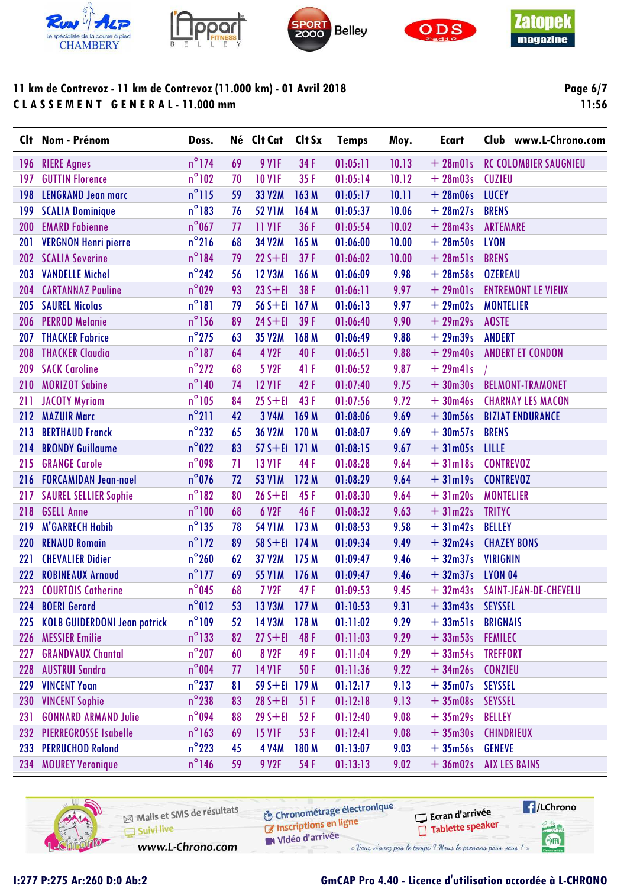# 11 km de Contrevoz - 11 km de Contrevoz (11.000 km) - 01 Avril 2018

## CLASSEMENT GENERAL - 11.000 mm

11:56

| Clt | Nom - Prénom | Doss. | Né | Clt Cat | Clt Sx | Temps | Moy. | Ecart | Club www.L-Chrono.com |
|---|---|---|---|---|---|---|---|---|---|
| 196 | RIERE Agnes | n°174 | 69 | 9 V1F | 34 F | 01:05:11 | 10.13 | + 28m01s | RC COLOMBIER SAUGNIEU |
| 197 | GUTTIN Florence | n°102 | 70 | 10 V1F | 35 F | 01:05:14 | 10.12 | + 28m03s | CUZIEU |
| 198 | LENGRAND Jean marc | n°115 | 59 | 33 V2M | 163 M | 01:05:17 | 10.11 | + 28m06s | LUCEY |
| 199 | SCALIA Dominique | n°183 | 76 | 52 V1M | 164 M | 01:05:37 | 10.06 | + 28m27s | BRENS |
| 200 | EMARD Fabienne | n°067 | 77 | 11 V1F | 36 F | 01:05:54 | 10.02 | + 28m43s | ARTEMARE |
| 201 | VERGNON Henri pierre | n°216 | 68 | 34 V2M | 165 M | 01:06:00 | 10.00 | + 28m50s | LYON |
| 202 | SCALIA Severine | n°184 | 79 | 22 S+EI | 37 F | 01:06:02 | 10.00 | + 28m51s | BRENS |
| 203 | VANDELLE Michel | n°242 | 56 | 12 V3M | 166 M | 01:06:09 | 9.98 | + 28m58s | OZEREAU |
| 204 | CARTANNAZ Pauline | n°029 | 93 | 23 S+EI | 38 F | 01:06:11 | 9.97 | + 29m01s | ENTREMONT LE VIEUX |
| 205 | SAUREL Nicolas | n°181 | 79 | 56 S+EI | 167 M | 01:06:13 | 9.97 | + 29m02s | MONTELIER |
| 206 | PERROD Melanie | n°156 | 89 | 24 S+EI | 39 F | 01:06:40 | 9.90 | + 29m29s | AOSTE |
| 207 | THACKER Fabrice | n°275 | 63 | 35 V2M | 168 M | 01:06:49 | 9.88 | + 29m39s | ANDERT |
| 208 | THACKER Claudia | n°187 | 64 | 4 V2F | 40 F | 01:06:51 | 9.88 | + 29m40s | ANDERT ET CONDON |
| 209 | SACK Caroline | n°272 | 68 | 5 V2F | 41 F | 01:06:52 | 9.87 | + 29m41s | / |
| 210 | MORIZOT Sabine | n°140 | 74 | 12 V1F | 42 F | 01:07:40 | 9.75 | + 30m30s | BELMONT-TRAMONET |
| 211 | JACOTY Myriam | n°105 | 84 | 25 S+EI | 43 F | 01:07:56 | 9.72 | + 30m46s | CHARNAY LES MACON |
| 212 | MAZUIR Marc | n°211 | 42 | 3 V4M | 169 M | 01:08:06 | 9.69 | + 30m56s | BIZIAT ENDURANCE |
| 213 | BERTHAUD Franck | n°232 | 65 | 36 V2M | 170 M | 01:08:07 | 9.69 | + 30m57s | BRENS |
| 214 | BRONDY Guillaume | n°022 | 83 | 57 S+EI | 171 M | 01:08:15 | 9.67 | + 31m05s | LILLE |
| 215 | GRANGE Carole | n°098 | 71 | 13 V1F | 44 F | 01:08:28 | 9.64 | + 31m18s | CONTREVOZ |
| 216 | FORCAMIDAN Jean-noel | n°076 | 72 | 53 V1M | 172 M | 01:08:29 | 9.64 | + 31m19s | CONTREVOZ |
| 217 | SAUREL SELLIER Sophie | n°182 | 80 | 26 S+EI | 45 F | 01:08:30 | 9.64 | + 31m20s | MONTELIER |
| 218 | GSELL Anne | n°100 | 68 | 6 V2F | 46 F | 01:08:32 | 9.63 | + 31m22s | TRITYC |
| 219 | M'GARRECH Habib | n°135 | 78 | 54 V1M | 173 M | 01:08:53 | 9.58 | + 31m42s | BELLEY |
| 220 | RENAUD Romain | n°172 | 89 | 58 S+EI | 174 M | 01:09:34 | 9.49 | + 32m24s | CHAZEY BONS |
| 221 | CHEVALIER Didier | n°260 | 62 | 37 V2M | 175 M | 01:09:47 | 9.46 | + 32m37s | VIRIGNIN |
| 222 | ROBINEAUX Arnaud | n°177 | 69 | 55 V1M | 176 M | 01:09:47 | 9.46 | + 32m37s | LYON 04 |
| 223 | COURTOIS Catherine | n°045 | 68 | 7 V2F | 47 F | 01:09:53 | 9.45 | + 32m43s | SAINT-JEAN-DE-CHEVELU |
| 224 | BOERI Gerard | n°012 | 53 | 13 V3M | 177 M | 01:10:53 | 9.31 | + 33m43s | SEYSSEL |
| 225 | KOLB GUIDERDONI Jean patrick | n°109 | 52 | 14 V3M | 178 M | 01:11:02 | 9.29 | + 33m51s | BRIGNAIS |
| 226 | MESSIER Emilie | n°133 | 82 | 27 S+EI | 48 F | 01:11:03 | 9.29 | + 33m53s | FEMILEC |
| 227 | GRANDVAUX Chantal | n°207 | 60 | 8 V2F | 49 F | 01:11:04 | 9.29 | + 33m54s | TREFFORT |
| 228 | AUSTRUI Sandra | n°004 | 77 | 14 V1F | 50 F | 01:11:36 | 9.22 | + 34m26s | CONZIEU |
| 229 | VINCENT Yoan | n°237 | 81 | 59 S+EI | 179 M | 01:12:17 | 9.13 | + 35m07s | SEYSSEL |
| 230 | VINCENT Sophie | n°238 | 83 | 28 S+EI | 51 F | 01:12:18 | 9.13 | + 35m08s | SEYSSEL |
| 231 | GONNARD ARMAND Julie | n°094 | 88 | 29 S+EI | 52 F | 01:12:40 | 9.08 | + 35m29s | BELLEY |
| 232 | PIERREGROSSE Isabelle | n°163 | 69 | 15 V1F | 53 F | 01:12:41 | 9.08 | + 35m30s | CHINDRIEUX |
| 233 | PERRUCHOD Roland | n°223 | 45 | 4 V4M | 180 M | 01:13:07 | 9.03 | + 35m56s | GENEVE |
| 234 | MOUREY Veronique | n°146 | 59 | 9 V2F | 54 F | 01:13:13 | 9.02 | + 36m02s | AIX LES BAINS |

Mails et SMS de résultats — Suivi live — www.L-Chrono.com — Chronométrage électronique — Inscriptions en ligne — Vidéo d'arrivée — Ecran d'arrivée — Tablette speaker — /LChrono

« Vous n'avez pas le temps ? Nous le prenons pour vous ! »

I:277 P:275 Ar:260 D:0 Ab:2 — GmCAP Pro 4.40 - Licence d'utilisation accordée à L-CHRONO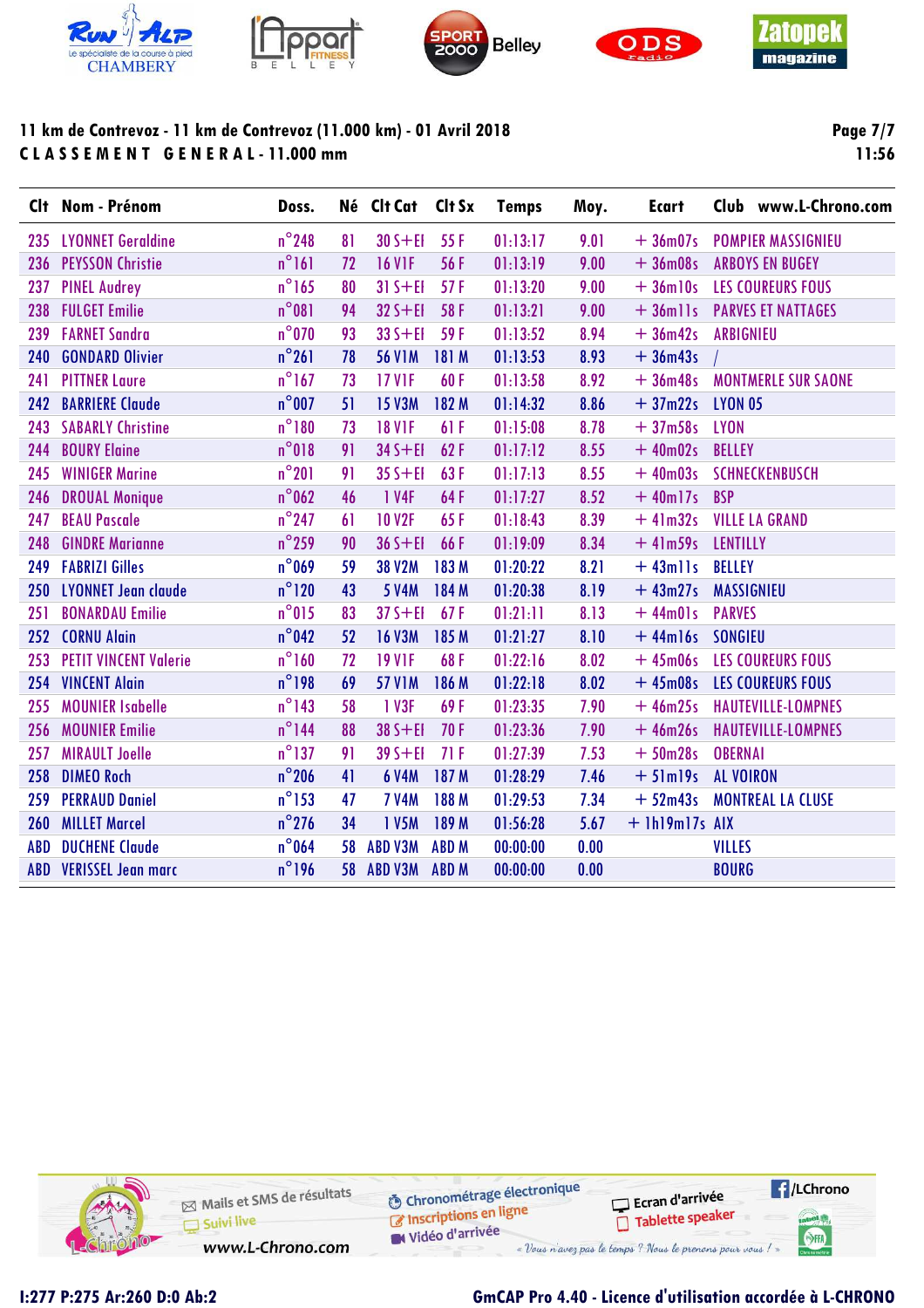## 11 km de Contrevoz - 11 km de Contrevoz (11.000 km) - 01 Avril 2018

**C L A S S E M E N T   G E N E R A L - 11.000 mm**

| Clt | Nom - Prénom | Doss. | Né | Clt Cat | Clt Sx | Temps | Moy. | Ecart | Club www.L-Chrono.com |
|---|---|---|---|---|---|---|---|---|---|
| 235 | LYONNET Geraldine | n°248 | 81 | 30 S+EI | 55 F | 01:13:17 | 9.01 | + 36m07s | POMPIER MASSIGNIEU |
| 236 | PEYSSON Christie | n°161 | 72 | 16 V1F | 56 F | 01:13:19 | 9.00 | + 36m08s | ARBOYS EN BUGEY |
| 237 | PINEL Audrey | n°165 | 80 | 31 S+EI | 57 F | 01:13:20 | 9.00 | + 36m10s | LES COUREURS FOUS |
| 238 | FULGET Emilie | n°081 | 94 | 32 S+EI | 58 F | 01:13:21 | 9.00 | + 36m11s | PARVES ET NATTAGES |
| 239 | FARNET Sandra | n°070 | 93 | 33 S+EI | 59 F | 01:13:52 | 8.94 | + 36m42s | ARBIGNIEU |
| 240 | GONDARD Olivier | n°261 | 78 | 56 V1M | 181 M | 01:13:53 | 8.93 | + 36m43s | / |
| 241 | PITTNER Laure | n°167 | 73 | 17 V1F | 60 F | 01:13:58 | 8.92 | + 36m48s | MONTMERLE SUR SAONE |
| 242 | BARRIERE Claude | n°007 | 51 | 15 V3M | 182 M | 01:14:32 | 8.86 | + 37m22s | LYON 05 |
| 243 | SABARLY Christine | n°180 | 73 | 18 V1F | 61 F | 01:15:08 | 8.78 | + 37m58s | LYON |
| 244 | BOURY Elaine | n°018 | 91 | 34 S+EI | 62 F | 01:17:12 | 8.55 | + 40m02s | BELLEY |
| 245 | WINIGER Marine | n°201 | 91 | 35 S+EI | 63 F | 01:17:13 | 8.55 | + 40m03s | SCHNECKENBUSCH |
| 246 | DROUAL Monique | n°062 | 46 | 1 V4F | 64 F | 01:17:27 | 8.52 | + 40m17s | BSP |
| 247 | BEAU Pascale | n°247 | 61 | 10 V2F | 65 F | 01:18:43 | 8.39 | + 41m32s | VILLE LA GRAND |
| 248 | GINDRE Marianne | n°259 | 90 | 36 S+EI | 66 F | 01:19:09 | 8.34 | + 41m59s | LENTILLY |
| 249 | FABRIZI Gilles | n°069 | 59 | 38 V2M | 183 M | 01:20:22 | 8.21 | + 43m11s | BELLEY |
| 250 | LYONNET Jean claude | n°120 | 43 | 5 V4M | 184 M | 01:20:38 | 8.19 | + 43m27s | MASSIGNIEU |
| 251 | BONARDAU Emilie | n°015 | 83 | 37 S+EI | 67 F | 01:21:11 | 8.13 | + 44m01s | PARVES |
| 252 | CORNU Alain | n°042 | 52 | 16 V3M | 185 M | 01:21:27 | 8.10 | + 44m16s | SONGIEU |
| 253 | PETIT VINCENT Valerie | n°160 | 72 | 19 V1F | 68 F | 01:22:16 | 8.02 | + 45m06s | LES COUREURS FOUS |
| 254 | VINCENT Alain | n°198 | 69 | 57 V1M | 186 M | 01:22:18 | 8.02 | + 45m08s | LES COUREURS FOUS |
| 255 | MOUNIER Isabelle | n°143 | 58 | 1 V3F | 69 F | 01:23:35 | 7.90 | + 46m25s | HAUTEVILLE-LOMPNES |
| 256 | MOUNIER Emilie | n°144 | 88 | 38 S+EI | 70 F | 01:23:36 | 7.90 | + 46m26s | HAUTEVILLE-LOMPNES |
| 257 | MIRAULT Joelle | n°137 | 91 | 39 S+EI | 71 F | 01:27:39 | 7.53 | + 50m28s | OBERNAI |
| 258 | DIMEO Roch | n°206 | 41 | 6 V4M | 187 M | 01:28:29 | 7.46 | + 51m19s | AL VOIRON |
| 259 | PERRAUD Daniel | n°153 | 47 | 7 V4M | 188 M | 01:29:53 | 7.34 | + 52m43s | MONTREAL LA CLUSE |
| 260 | MILLET Marcel | n°276 | 34 | 1 V5M | 189 M | 01:56:28 | 5.67 | + 1h19m17s | AIX |
| ABD | DUCHENE Claude | n°064 | 58 | ABD V3M | ABD M | 00:00:00 | 0.00 | | VILLES |
| ABD | VERISSEL Jean marc | n°196 | 58 | ABD V3M | ABD M | 00:00:00 | 0.00 | | BOURG |

I:277 P:275 Ar:260 D:0 Ab:2

GmCAP Pro 4.40 - Licence d'utilisation accordée à L-CHRONO